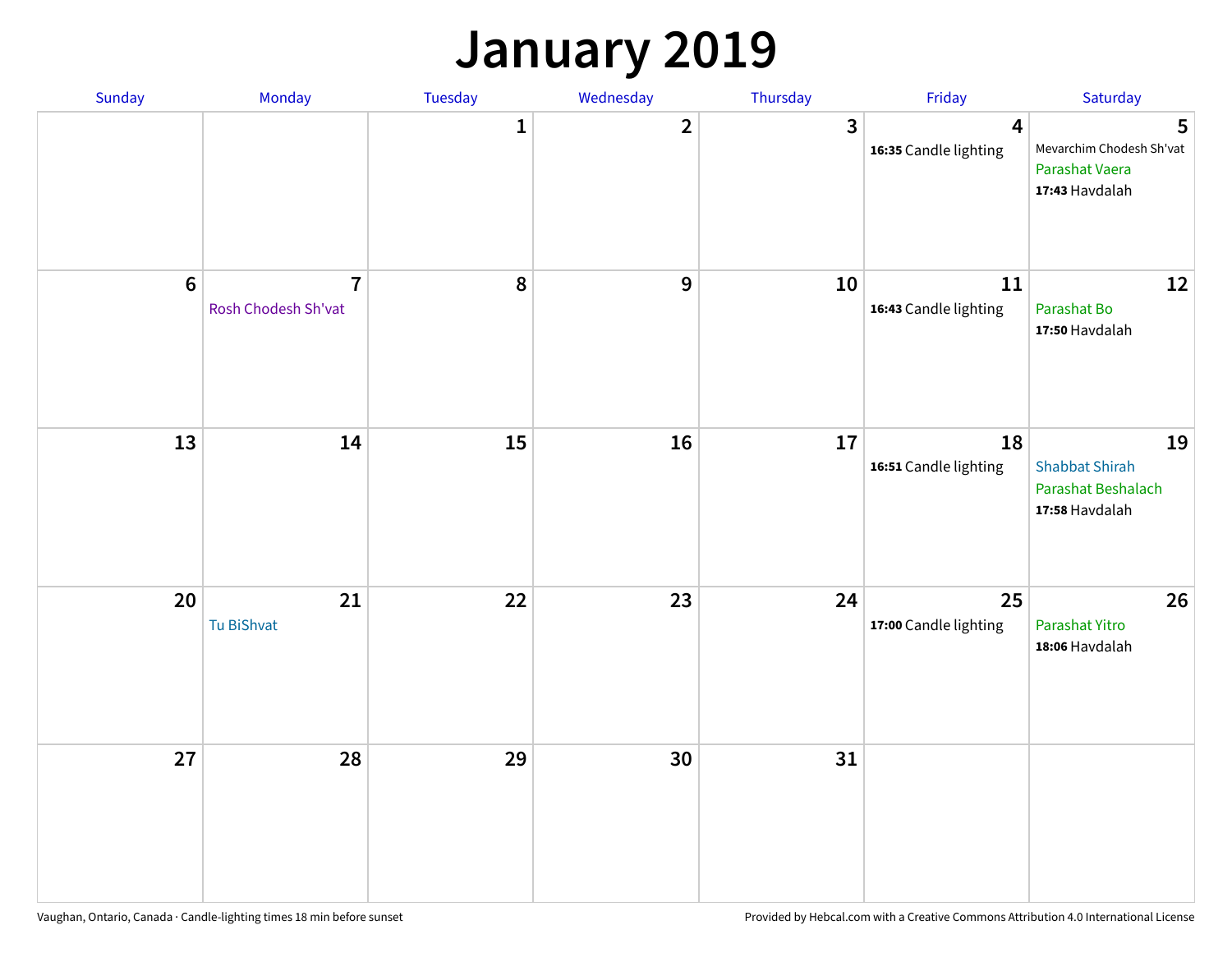# January 2019

| Sunday | Monday | Tuesday | Wednesday | Thursday | Friday | Saturday |
|---|---|---|---|---|---|---|
| | | 1 | 2 | 3 | 4<br>**16:35** Candle lighting | 5<br>Mevarchim Chodesh Sh'vat<br>Parashat Vaera<br>**17:43** Havdalah |
| 6 | 7<br>Rosh Chodesh Sh'vat | 8 | 9 | 10 | 11<br>**16:43** Candle lighting | 12<br>Parashat Bo<br>**17:50** Havdalah |
| 13 | 14 | 15 | 16 | 17 | 18<br>**16:51** Candle lighting | 19<br>Shabbat Shirah<br>Parashat Beshalach<br>**17:58** Havdalah |
| 20 | 21<br>Tu BiShvat | 22 | 23 | 24 | 25<br>**17:00** Candle lighting | 26<br>Parashat Yitro<br>**18:06** Havdalah |
| 27 | 28 | 29 | 30 | 31 | | |

Vaughan, Ontario, Canada · Candle-lighting times 18 min before sunset

Provided by Hebcal.com with a Creative Commons Attribution 4.0 International License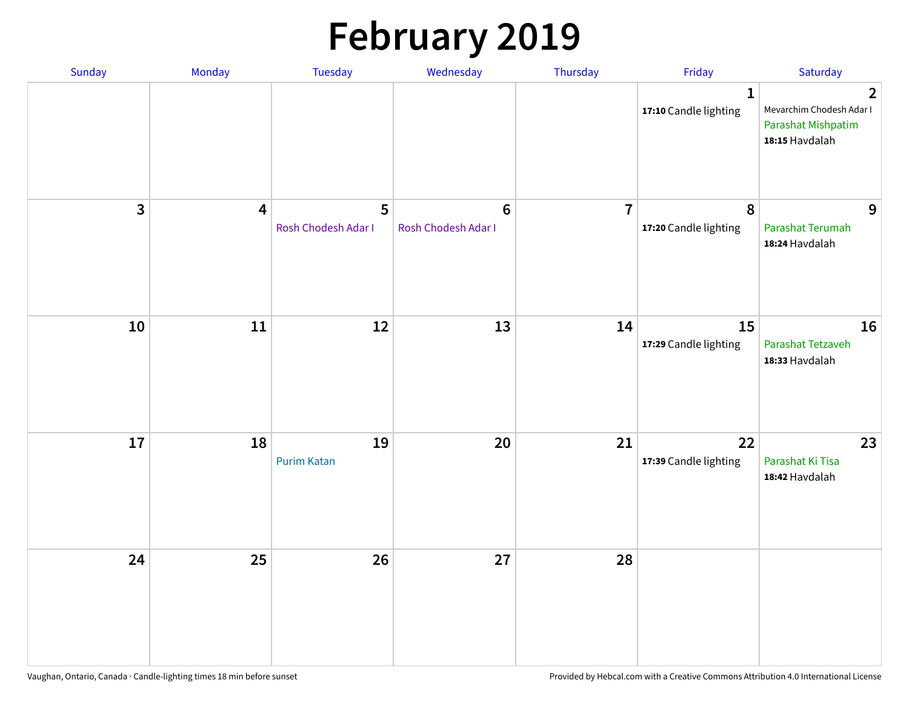# February 2019

| Sunday | Monday | Tuesday | Wednesday | Thursday | Friday | Saturday |
|---|---|---|---|---|---|---|
| | | | | | 1<br>**17:10** Candle lighting | 2<br>Mevarchim Chodesh Adar I<br>Parashat Mishpatim<br>**18:15** Havdalah |
| 3 | 4 | 5<br>Rosh Chodesh Adar I | 6<br>Rosh Chodesh Adar I | 7 | 8<br>**17:20** Candle lighting | 9<br>Parashat Terumah<br>**18:24** Havdalah |
| 10 | 11 | 12 | 13 | 14 | 15<br>**17:29** Candle lighting | 16<br>Parashat Tetzaveh<br>**18:33** Havdalah |
| 17 | 18 | 19<br>Purim Katan | 20 | 21 | 22<br>**17:39** Candle lighting | 23<br>Parashat Ki Tisa<br>**18:42** Havdalah |
| 24 | 25 | 26 | 27 | 28 | | |

Vaughan, Ontario, Canada · Candle-lighting times 18 min before sunset

Provided by Hebcal.com with a Creative Commons Attribution 4.0 International License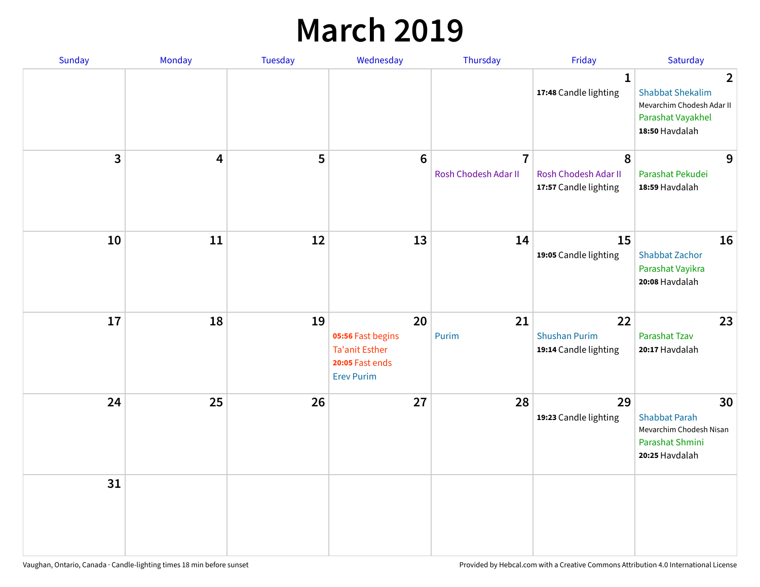# March 2019

| Sunday | Monday | Tuesday | Wednesday | Thursday | Friday | Saturday |
|---|---|---|---|---|---|---|
| | | | | | 1<br>**17:48** Candle lighting | 2<br>Shabbat Shekalim<br>Mevarchim Chodesh Adar II<br>Parashat Vayakhel<br>**18:50** Havdalah |
| 3 | 4 | 5 | 6 | 7<br>Rosh Chodesh Adar II | 8<br>Rosh Chodesh Adar II<br>**17:57** Candle lighting | 9<br>Parashat Pekudei<br>**18:59** Havdalah |
| 10 | 11 | 12 | 13 | 14 | 15<br>**19:05** Candle lighting | 16<br>Shabbat Zachor<br>Parashat Vayikra<br>**20:08** Havdalah |
| 17 | 18 | 19 | 20<br>**05:56** Fast begins<br>Ta'anit Esther<br>**20:05** Fast ends<br>Erev Purim | 21<br>Purim | 22<br>Shushan Purim<br>**19:14** Candle lighting | 23<br>Parashat Tzav<br>**20:17** Havdalah |
| 24 | 25 | 26 | 27 | 28 | 29<br>**19:23** Candle lighting | 30<br>Shabbat Parah<br>Mevarchim Chodesh Nisan<br>Parashat Shmini<br>**20:25** Havdalah |
| 31 | | | | | | |

Vaughan, Ontario, Canada · Candle-lighting times 18 min before sunset

Provided by Hebcal.com with a Creative Commons Attribution 4.0 International License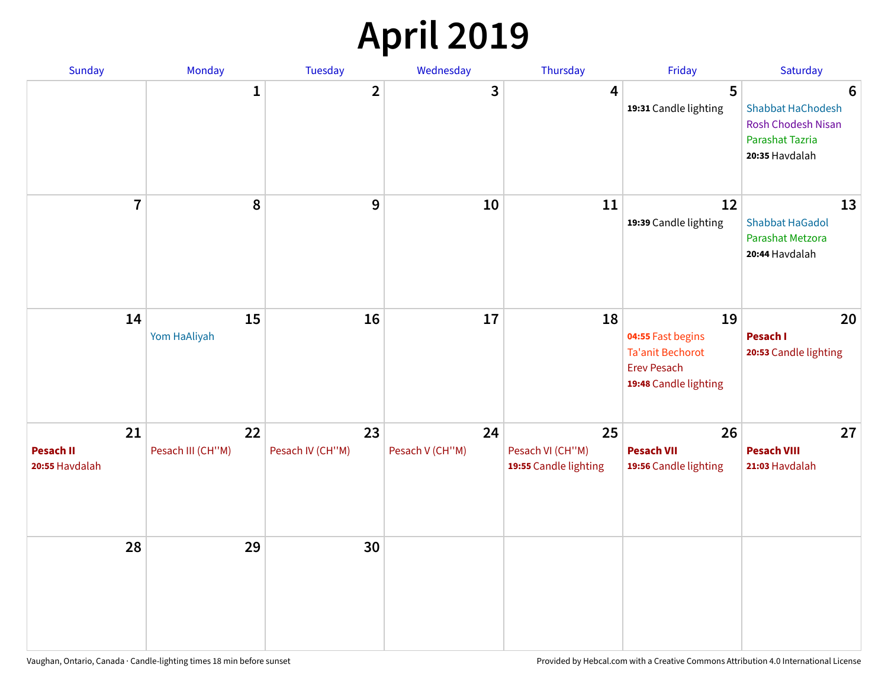# April 2019

| Sunday | Monday | Tuesday | Wednesday | Thursday | Friday | Saturday |
|---|---|---|---|---|---|---|
| | 1 | 2 | 3 | 4 | 5<br>**19:31** Candle lighting | 6<br>Shabbat HaChodesh<br>Rosh Chodesh Nisan<br>Parashat Tazria<br>**20:35** Havdalah |
| 7 | 8 | 9 | 10 | 11 | 12<br>**19:39** Candle lighting | 13<br>Shabbat HaGadol<br>Parashat Metzora<br>**20:44** Havdalah |
| 14 | 15<br>Yom HaAliyah | 16 | 17 | 18 | 19<br>**04:55** Fast begins<br>Ta'anit Bechorot<br>Erev Pesach<br>**19:48** Candle lighting | 20<br>**Pesach I**<br>**20:53** Candle lighting |
| 21<br>**Pesach II**<br>**20:55** Havdalah | 22<br>Pesach III (CH''M) | 23<br>Pesach IV (CH''M) | 24<br>Pesach V (CH''M) | 25<br>Pesach VI (CH''M)<br>**19:55** Candle lighting | 26<br>**Pesach VII**<br>**19:56** Candle lighting | 27<br>**Pesach VIII**<br>**21:03** Havdalah |
| 28 | 29 | 30 | | | | |

Vaughan, Ontario, Canada · Candle-lighting times 18 min before sunset

Provided by Hebcal.com with a Creative Commons Attribution 4.0 International License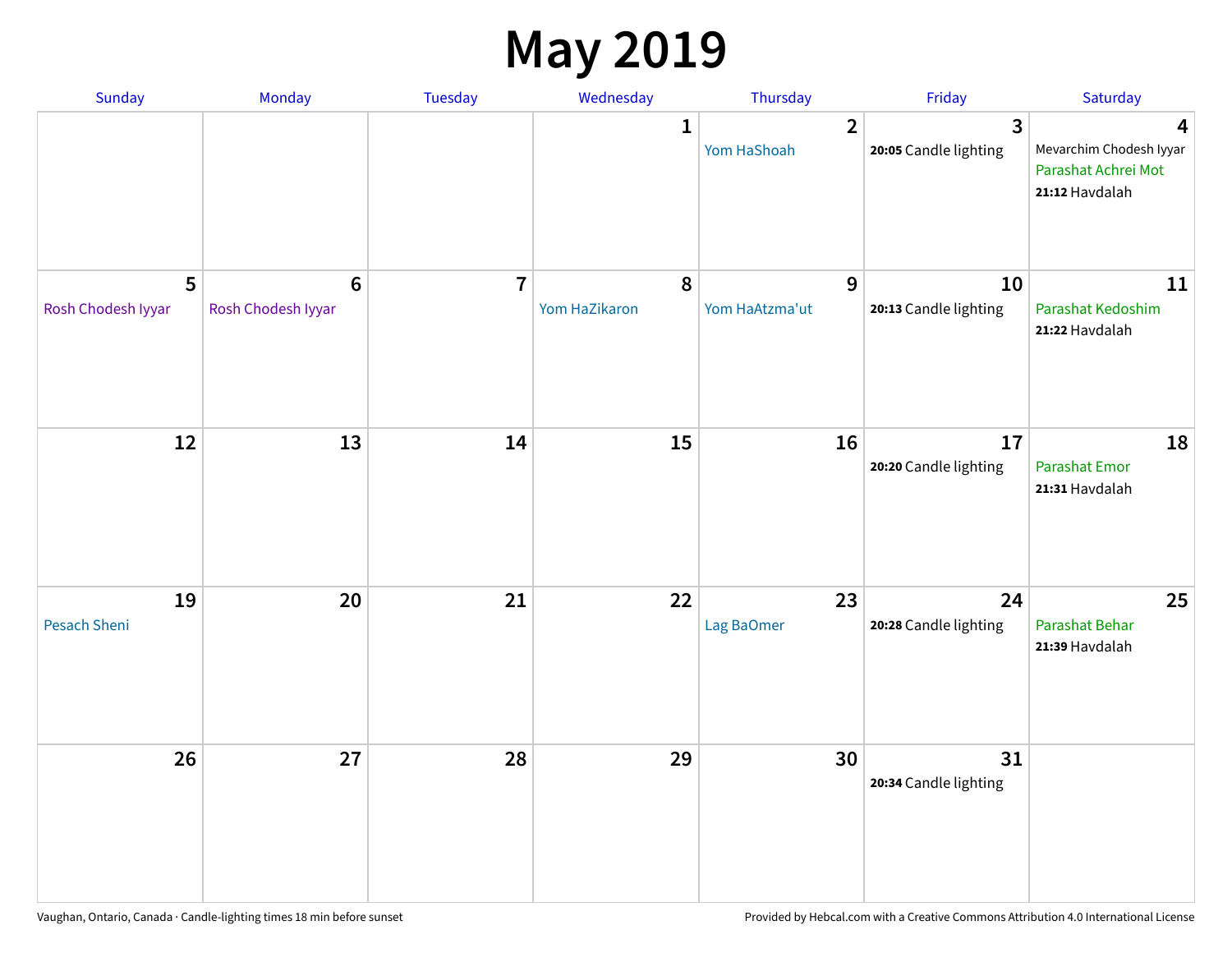# May 2019

| Sunday | Monday | Tuesday | Wednesday | Thursday | Friday | Saturday |
|---|---|---|---|---|---|---|
| | | | 1 | 2<br>Yom HaShoah | 3<br>**20:05** Candle lighting | 4<br>Mevarchim Chodesh Iyyar<br>Parashat Achrei Mot<br>**21:12** Havdalah |
| 5<br>Rosh Chodesh Iyyar | 6<br>Rosh Chodesh Iyyar | 7 | 8<br>Yom HaZikaron | 9<br>Yom HaAtzma'ut | 10<br>**20:13** Candle lighting | 11<br>Parashat Kedoshim<br>**21:22** Havdalah |
| 12 | 13 | 14 | 15 | 16 | 17<br>**20:20** Candle lighting | 18<br>Parashat Emor<br>**21:31** Havdalah |
| 19<br>Pesach Sheni | 20 | 21 | 22 | 23<br>Lag BaOmer | 24<br>**20:28** Candle lighting | 25<br>Parashat Behar<br>**21:39** Havdalah |
| 26 | 27 | 28 | 29 | 30 | 31<br>**20:34** Candle lighting | |

Vaughan, Ontario, Canada · Candle-lighting times 18 min before sunset

Provided by Hebcal.com with a Creative Commons Attribution 4.0 International License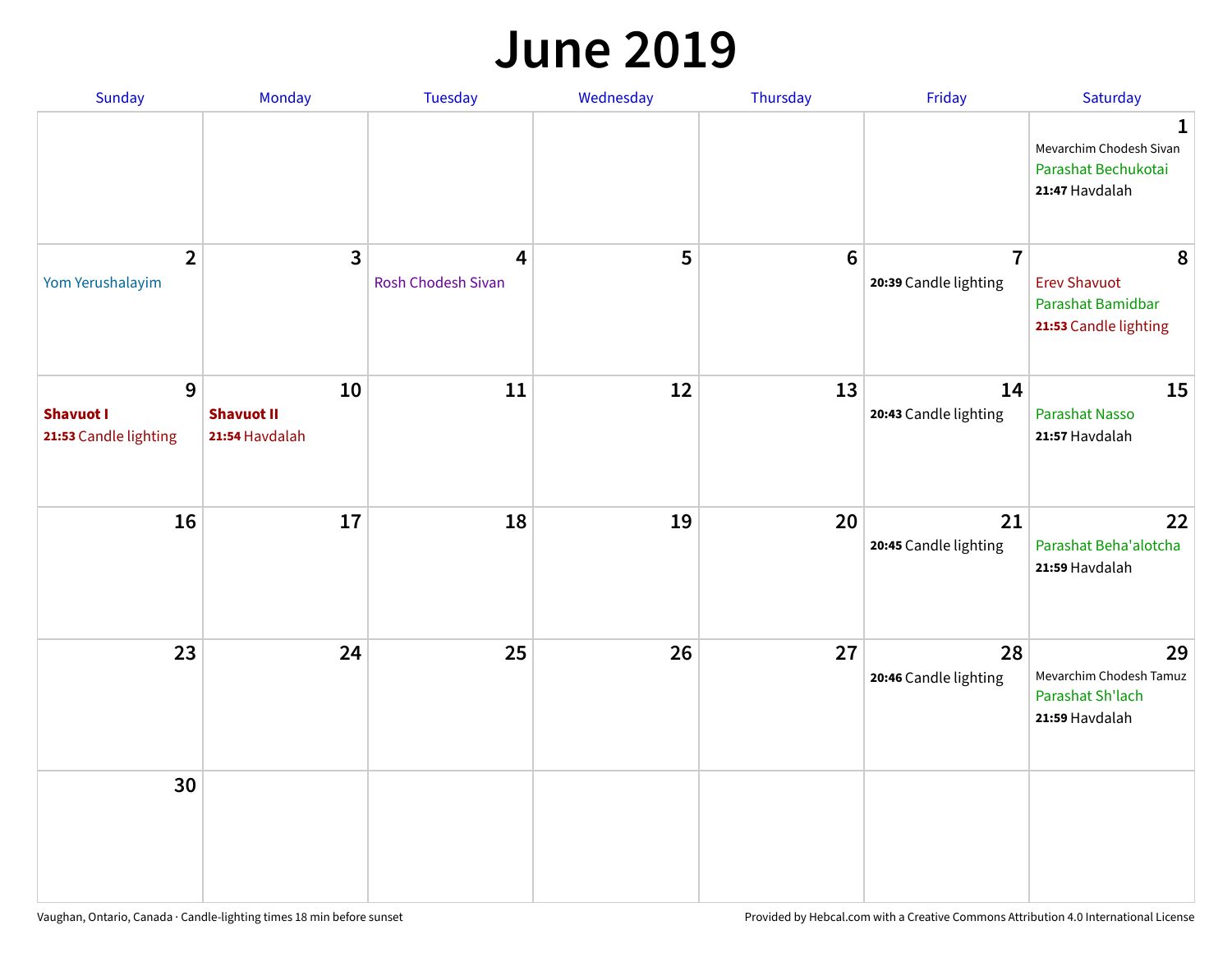# June 2019

| Sunday | Monday | Tuesday | Wednesday | Thursday | Friday | Saturday |
|---|---|---|---|---|---|---|
| | | | | | | **1**<br>Mevarchim Chodesh Sivan<br>Parashat Bechukotai<br>**21:47** Havdalah |
| **2**<br>Yom Yerushalayim | **3** | **4**<br>Rosh Chodesh Sivan | **5** | **6** | **7**<br>**20:39** Candle lighting | **8**<br>Erev Shavuot<br>Parashat Bamidbar<br>**21:53** Candle lighting |
| **9**<br>**Shavuot I**<br>**21:53** Candle lighting | **10**<br>**Shavuot II**<br>**21:54** Havdalah | **11** | **12** | **13** | **14**<br>**20:43** Candle lighting | **15**<br>Parashat Nasso<br>**21:57** Havdalah |
| **16** | **17** | **18** | **19** | **20** | **21**<br>**20:45** Candle lighting | **22**<br>Parashat Beha'alotcha<br>**21:59** Havdalah |
| **23** | **24** | **25** | **26** | **27** | **28**<br>**20:46** Candle lighting | **29**<br>Mevarchim Chodesh Tamuz<br>Parashat Sh'lach<br>**21:59** Havdalah |
| **30** | | | | | | |

Vaughan, Ontario, Canada · Candle-lighting times 18 min before sunset

Provided by Hebcal.com with a Creative Commons Attribution 4.0 International License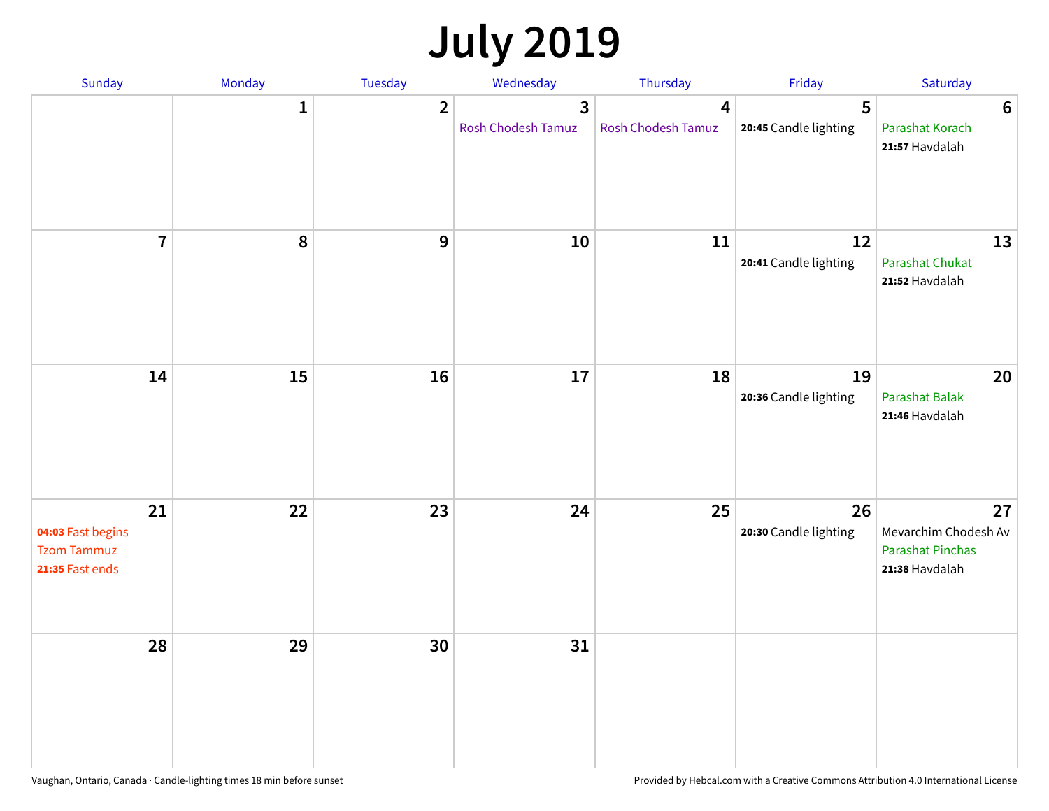# July 2019

| Sunday | Monday | Tuesday | Wednesday | Thursday | Friday | Saturday |
|---|---|---|---|---|---|---|
| | 1 | 2 | 3<br>Rosh Chodesh Tamuz | 4<br>Rosh Chodesh Tamuz | 5<br>**20:45** Candle lighting | 6<br>Parashat Korach<br>**21:57** Havdalah |
| 7 | 8 | 9 | 10 | 11 | 12<br>**20:41** Candle lighting | 13<br>Parashat Chukat<br>**21:52** Havdalah |
| 14 | 15 | 16 | 17 | 18 | 19<br>**20:36** Candle lighting | 20<br>Parashat Balak<br>**21:46** Havdalah |
| 21<br>**04:03** Fast begins<br>Tzom Tammuz<br>**21:35** Fast ends | 22 | 23 | 24 | 25 | 26<br>**20:30** Candle lighting | 27<br>Mevarchim Chodesh Av<br>Parashat Pinchas<br>**21:38** Havdalah |
| 28 | 29 | 30 | 31 | | | |

Vaughan, Ontario, Canada · Candle-lighting times 18 min before sunset

Provided by Hebcal.com with a Creative Commons Attribution 4.0 International License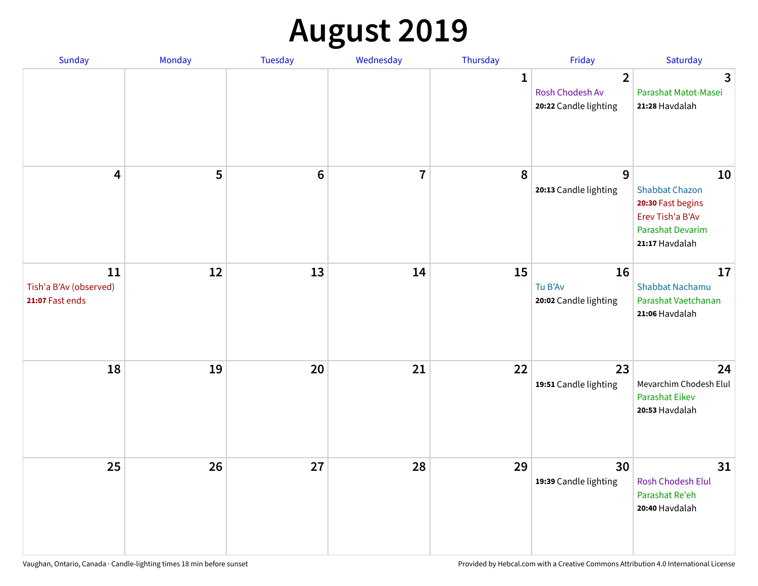# August 2019

| Sunday | Monday | Tuesday | Wednesday | Thursday | Friday | Saturday |
|---|---|---|---|---|---|---|
| | | | | 1 | 2<br>Rosh Chodesh Av<br>**20:22** Candle lighting | 3<br>Parashat Matot-Masei<br>**21:28** Havdalah |
| 4 | 5 | 6 | 7 | 8 | 9<br>**20:13** Candle lighting | 10<br>Shabbat Chazon<br>**20:30** Fast begins<br>Erev Tish'a B'Av<br>Parashat Devarim<br>**21:17** Havdalah |
| 11<br>Tish'a B'Av (observed)<br>**21:07** Fast ends | 12 | 13 | 14 | 15 | 16<br>Tu B'Av<br>**20:02** Candle lighting | 17<br>Shabbat Nachamu<br>Parashat Vaetchanan<br>**21:06** Havdalah |
| 18 | 19 | 20 | 21 | 22 | 23<br>**19:51** Candle lighting | 24<br>Mevarchim Chodesh Elul<br>Parashat Eikev<br>**20:53** Havdalah |
| 25 | 26 | 27 | 28 | 29 | 30<br>**19:39** Candle lighting | 31<br>Rosh Chodesh Elul<br>Parashat Re'eh<br>**20:40** Havdalah |

Vaughan, Ontario, Canada · Candle-lighting times 18 min before sunset

Provided by Hebcal.com with a Creative Commons Attribution 4.0 International License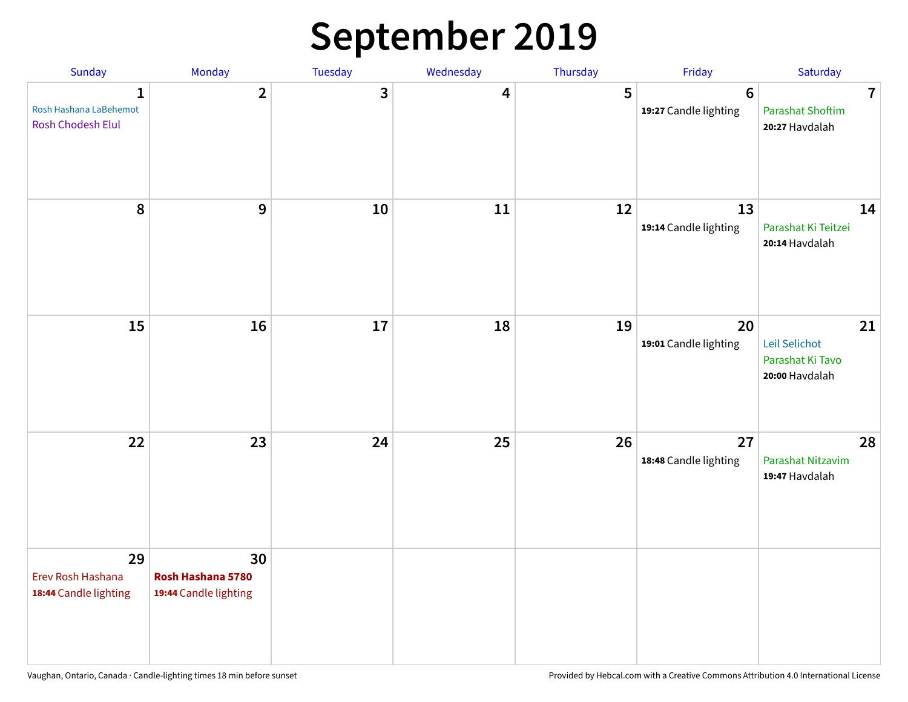# September 2019

| Sunday | Monday | Tuesday | Wednesday | Thursday | Friday | Saturday |
|---|---|---|---|---|---|---|
| **1** Rosh Hashana LaBehemot Rosh Chodesh Elul | **2** | **3** | **4** | **5** | **6** **19:27** Candle lighting | **7** Parashat Shoftim **20:27** Havdalah |
| **8** | **9** | **10** | **11** | **12** | **13** **19:14** Candle lighting | **14** Parashat Ki Teitzei **20:14** Havdalah |
| **15** | **16** | **17** | **18** | **19** | **20** **19:01** Candle lighting | **21** Leil Selichot Parashat Ki Tavo **20:00** Havdalah |
| **22** | **23** | **24** | **25** | **26** | **27** **18:48** Candle lighting | **28** Parashat Nitzavim **19:47** Havdalah |
| **29** Erev Rosh Hashana **18:44** Candle lighting | **30** **Rosh Hashana 5780** **19:44** Candle lighting | | | | | |

Vaughan, Ontario, Canada · Candle-lighting times 18 min before sunset

Provided by Hebcal.com with a Creative Commons Attribution 4.0 International License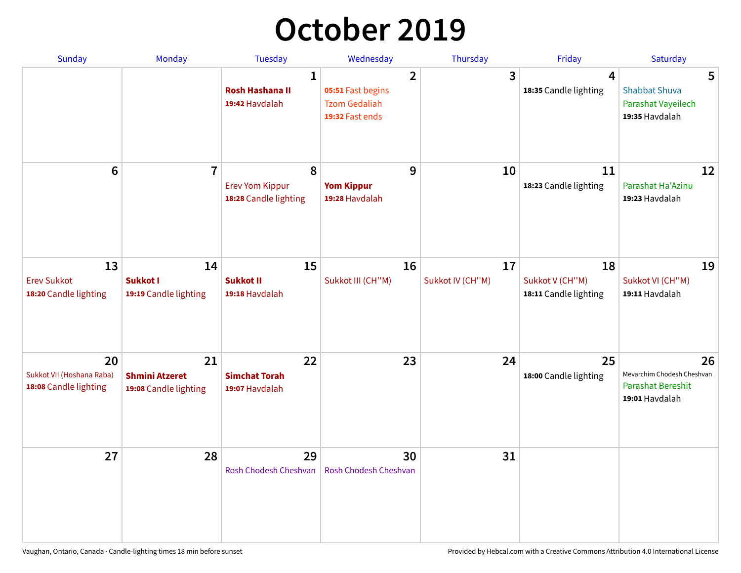# October 2019

| Sunday | Monday | Tuesday | Wednesday | Thursday | Friday | Saturday |
|---|---|---|---|---|---|---|
| | | **1**<br>**Rosh Hashana II**<br>**19:42** Havdalah | **2**<br>**05:51** Fast begins<br>Tzom Gedaliah<br>**19:32** Fast ends | **3** | **4**<br>**18:35** Candle lighting | **5**<br>Shabbat Shuva<br>Parashat Vayeilech<br>**19:35** Havdalah |
| **6** | **7** | **8**<br>Erev Yom Kippur<br>**18:28** Candle lighting | **9**<br>**Yom Kippur**<br>**19:28** Havdalah | **10** | **11**<br>**18:23** Candle lighting | **12**<br>Parashat Ha'Azinu<br>**19:23** Havdalah |
| **13**<br>Erev Sukkot<br>**18:20** Candle lighting | **14**<br>**Sukkot I**<br>**19:19** Candle lighting | **15**<br>**Sukkot II**<br>**19:18** Havdalah | **16**<br>Sukkot III (CH''M) | **17**<br>Sukkot IV (CH''M) | **18**<br>Sukkot V (CH''M)<br>**18:11** Candle lighting | **19**<br>Sukkot VI (CH''M)<br>**19:11** Havdalah |
| **20**<br>Sukkot VII (Hoshana Raba)<br>**18:08** Candle lighting | **21**<br>**Shmini Atzeret**<br>**19:08** Candle lighting | **22**<br>**Simchat Torah**<br>**19:07** Havdalah | **23** | **24** | **25**<br>**18:00** Candle lighting | **26**<br>Mevarchim Chodesh Cheshvan<br>Parashat Bereshit<br>**19:01** Havdalah |
| **27** | **28** | **29**<br>Rosh Chodesh Cheshvan | **30**<br>Rosh Chodesh Cheshvan | **31** | | |

Vaughan, Ontario, Canada · Candle-lighting times 18 min before sunset

Provided by Hebcal.com with a Creative Commons Attribution 4.0 International License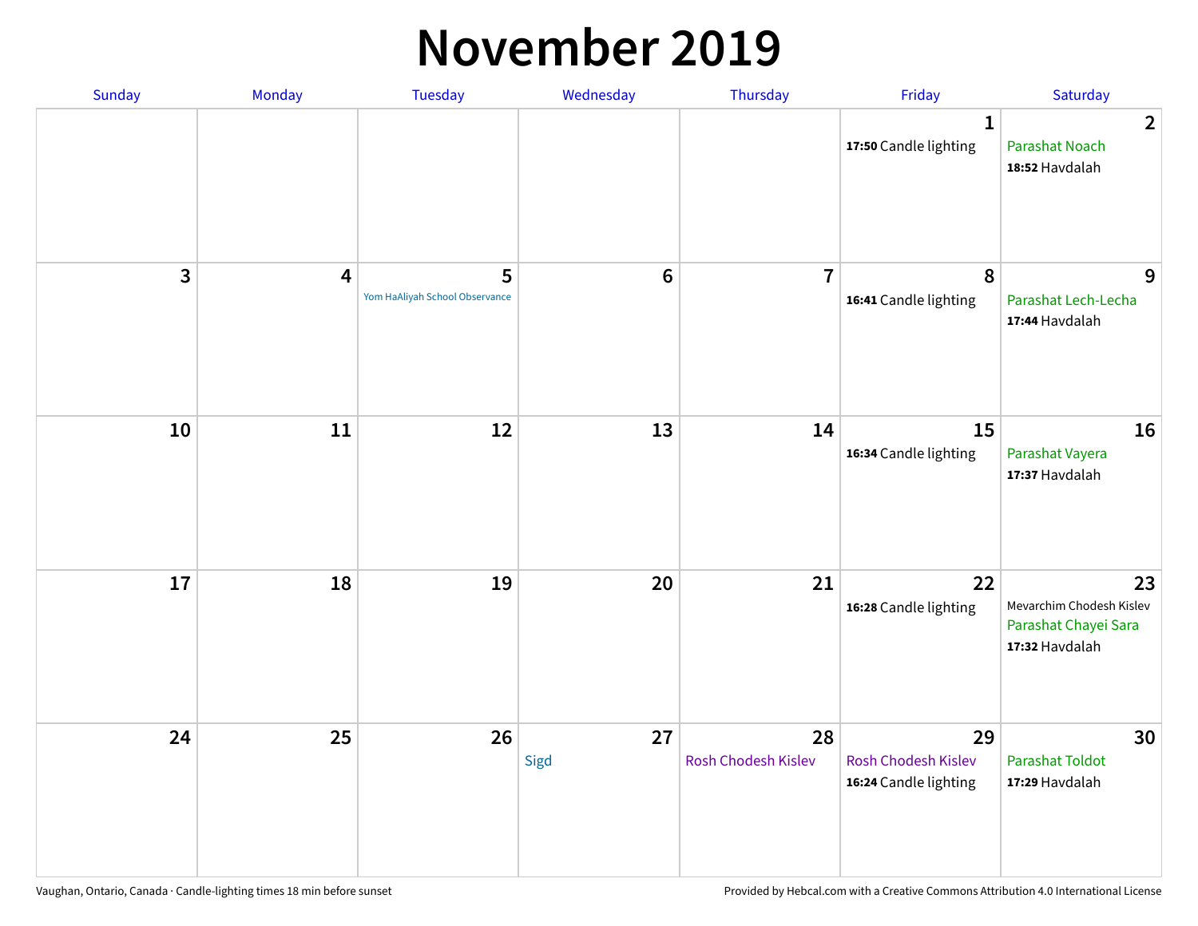# November 2019

| Sunday | Monday | Tuesday | Wednesday | Thursday | Friday | Saturday |
|---|---|---|---|---|---|---|
| | | | | | 1<br>**17:50** Candle lighting | 2<br>Parashat Noach<br>**18:52** Havdalah |
| 3 | 4 | 5<br>Yom HaAliyah School Observance | 6 | 7 | 8<br>**16:41** Candle lighting | 9<br>Parashat Lech-Lecha<br>**17:44** Havdalah |
| 10 | 11 | 12 | 13 | 14 | 15<br>**16:34** Candle lighting | 16<br>Parashat Vayera<br>**17:37** Havdalah |
| 17 | 18 | 19 | 20 | 21 | 22<br>**16:28** Candle lighting | 23<br>Mevarchim Chodesh Kislev<br>Parashat Chayei Sara<br>**17:32** Havdalah |
| 24 | 25 | 26 | 27<br>Sigd | 28<br>Rosh Chodesh Kislev | 29<br>Rosh Chodesh Kislev<br>**16:24** Candle lighting | 30<br>Parashat Toldot<br>**17:29** Havdalah |

Vaughan, Ontario, Canada · Candle-lighting times 18 min before sunset

Provided by Hebcal.com with a Creative Commons Attribution 4.0 International License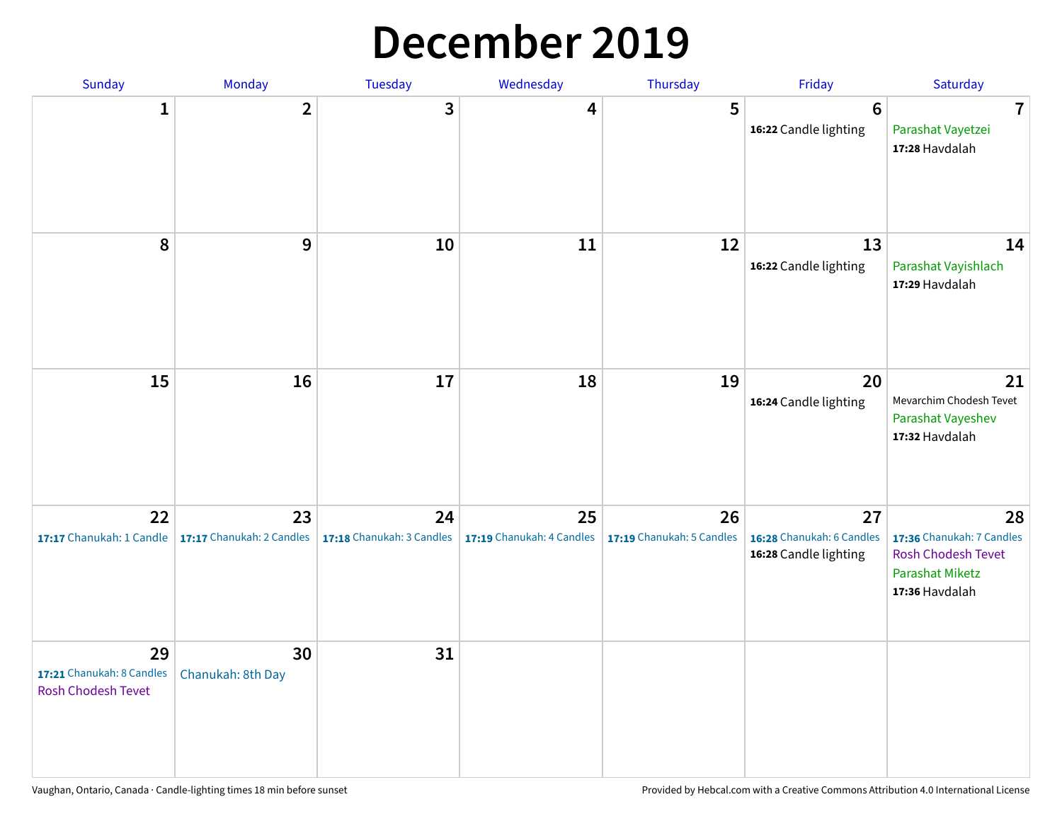# December 2019

| Sunday | Monday | Tuesday | Wednesday | Thursday | Friday | Saturday |
|---|---|---|---|---|---|---|
| 1 | 2 | 3 | 4 | 5 | 6<br>**16:22** Candle lighting | 7<br>Parashat Vayetzei<br>**17:28** Havdalah |
| 8 | 9 | 10 | 11 | 12 | 13<br>**16:22** Candle lighting | 14<br>Parashat Vayishlach<br>**17:29** Havdalah |
| 15 | 16 | 17 | 18 | 19 | 20<br>**16:24** Candle lighting | 21<br>Mevarchim Chodesh Tevet<br>Parashat Vayeshev<br>**17:32** Havdalah |
| 22<br>**17:17** Chanukah: 1 Candle | 23<br>**17:17** Chanukah: 2 Candles | 24<br>**17:18** Chanukah: 3 Candles | 25<br>**17:19** Chanukah: 4 Candles | 26<br>**17:19** Chanukah: 5 Candles | 27<br>**16:28** Chanukah: 6 Candles<br>**16:28** Candle lighting | 28<br>**17:36** Chanukah: 7 Candles<br>Rosh Chodesh Tevet<br>Parashat Miketz<br>**17:36** Havdalah |
| 29<br>**17:21** Chanukah: 8 Candles<br>Rosh Chodesh Tevet | 30<br>Chanukah: 8th Day | 31 | | | | |

Vaughan, Ontario, Canada · Candle-lighting times 18 min before sunset

Provided by Hebcal.com with a Creative Commons Attribution 4.0 International License